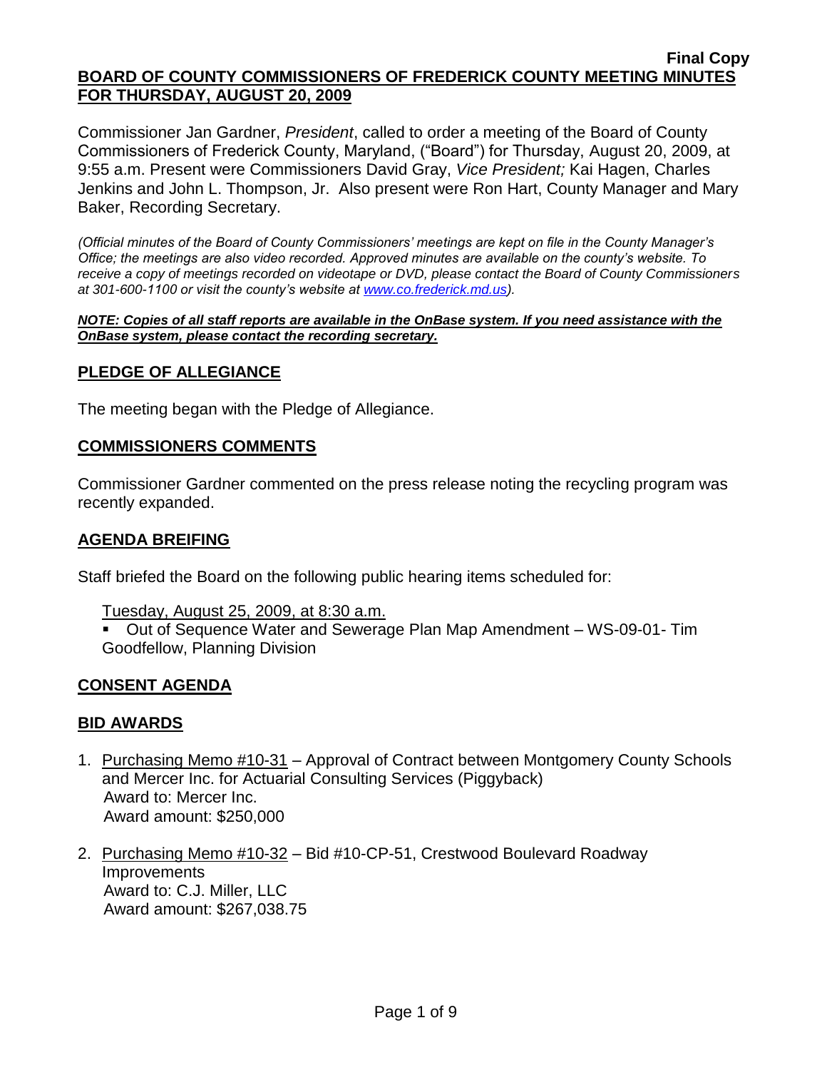**Final Copy**

# BOARD OF COUNTY COMMISSIONERS OF FREDERICK COUNTY MEETING MINUTES FOR THURSDAY, AUGUST 20, 2009

Commissioner Jan Gardner, *President*, called to order a meeting of the Board of County Commissioners of Frederick County, Maryland, ("Board") for Thursday, August 20, 2009, at 9:55 a.m. Present were Commissioners David Gray, *Vice President;* Kai Hagen, Charles Jenkins and John L. Thompson, Jr. Also present were Ron Hart, County Manager and Mary Baker, Recording Secretary.

*(Official minutes of the Board of County Commissioners' meetings are kept on file in the County Manager's Office; the meetings are also video recorded. Approved minutes are available on the county's website. To receive a copy of meetings recorded on videotape or DVD, please contact the Board of County Commissioners at 301-600-1100 or visit the county's website at www.co.frederick.md.us).*

***NOTE: Copies of all staff reports are available in the OnBase system. If you need assistance with the OnBase system, please contact the recording secretary.***

## PLEDGE OF ALLEGIANCE

The meeting began with the Pledge of Allegiance.

## COMMISSIONERS COMMENTS

Commissioner Gardner commented on the press release noting the recycling program was recently expanded.

## AGENDA BREIFING

Staff briefed the Board on the following public hearing items scheduled for:

Tuesday, August 25, 2009, at 8:30 a.m.

- Out of Sequence Water and Sewerage Plan Map Amendment – WS-09-01- Tim Goodfellow, Planning Division

## CONSENT AGENDA

## BID AWARDS

1. Purchasing Memo #10-31 – Approval of Contract between Montgomery County Schools and Mercer Inc. for Actuarial Consulting Services (Piggyback)
   Award to: Mercer Inc.
   Award amount: $250,000

2. Purchasing Memo #10-32 – Bid #10-CP-51, Crestwood Boulevard Roadway Improvements
   Award to: C.J. Miller, LLC
   Award amount: $267,038.75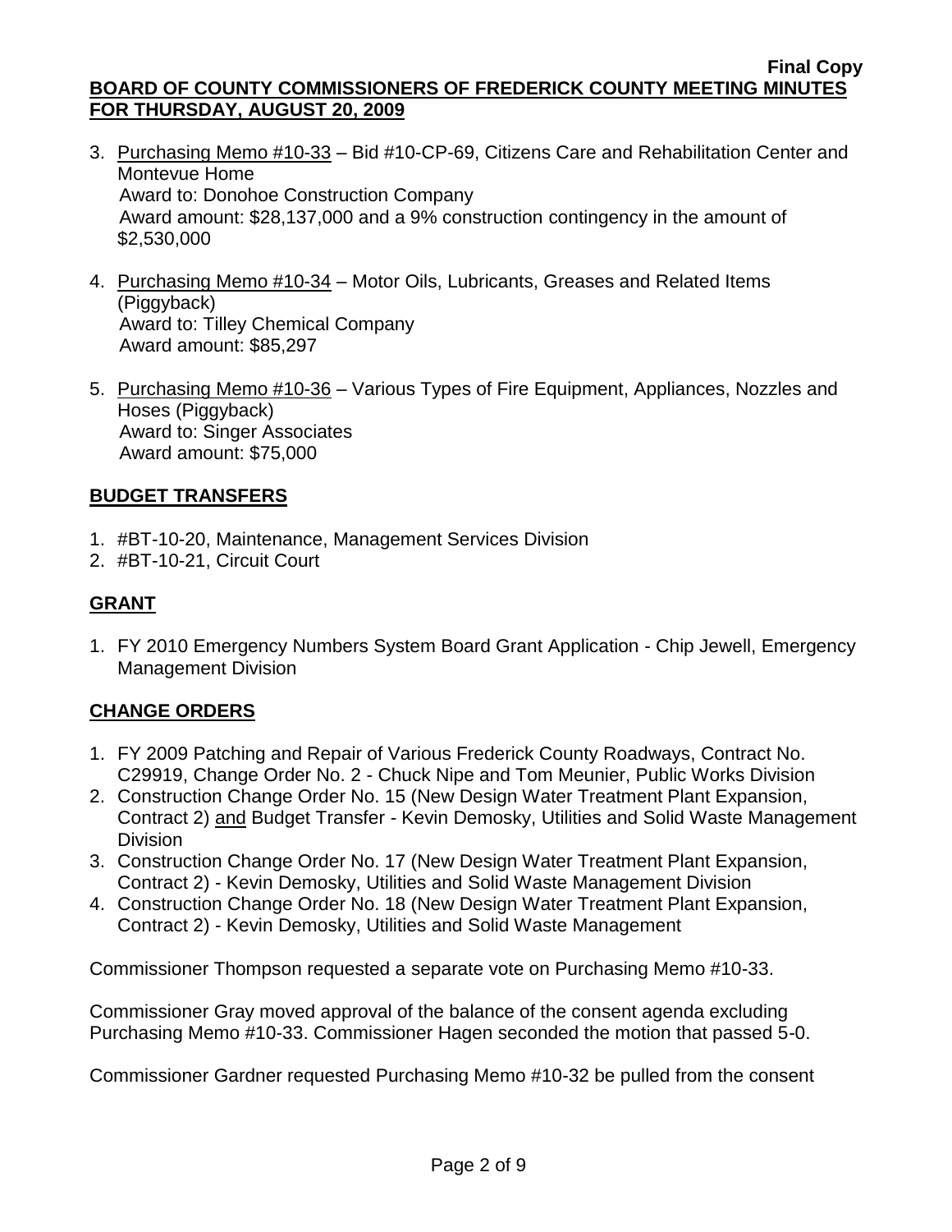3. Purchasing Memo #10-33 – Bid #10-CP-69, Citizens Care and Rehabilitation Center and Montevue Home
   Award to: Donohoe Construction Company
   Award amount: $28,137,000 and a 9% construction contingency in the amount of $2,530,000

4. Purchasing Memo #10-34 – Motor Oils, Lubricants, Greases and Related Items (Piggyback)
   Award to: Tilley Chemical Company
   Award amount: $85,297

5. Purchasing Memo #10-36 – Various Types of Fire Equipment, Appliances, Nozzles and Hoses (Piggyback)
   Award to: Singer Associates
   Award amount: $75,000

## BUDGET TRANSFERS

1. #BT-10-20, Maintenance, Management Services Division
2. #BT-10-21, Circuit Court

## GRANT

1. FY 2010 Emergency Numbers System Board Grant Application - Chip Jewell, Emergency Management Division

## CHANGE ORDERS

1. FY 2009 Patching and Repair of Various Frederick County Roadways, Contract No. C29919, Change Order No. 2 - Chuck Nipe and Tom Meunier, Public Works Division
2. Construction Change Order No. 15 (New Design Water Treatment Plant Expansion, Contract 2) and Budget Transfer - Kevin Demosky, Utilities and Solid Waste Management Division
3. Construction Change Order No. 17 (New Design Water Treatment Plant Expansion, Contract 2) - Kevin Demosky, Utilities and Solid Waste Management Division
4. Construction Change Order No. 18 (New Design Water Treatment Plant Expansion, Contract 2) - Kevin Demosky, Utilities and Solid Waste Management

Commissioner Thompson requested a separate vote on Purchasing Memo #10-33.

Commissioner Gray moved approval of the balance of the consent agenda excluding Purchasing Memo #10-33. Commissioner Hagen seconded the motion that passed 5-0.

Commissioner Gardner requested Purchasing Memo #10-32 be pulled from the consent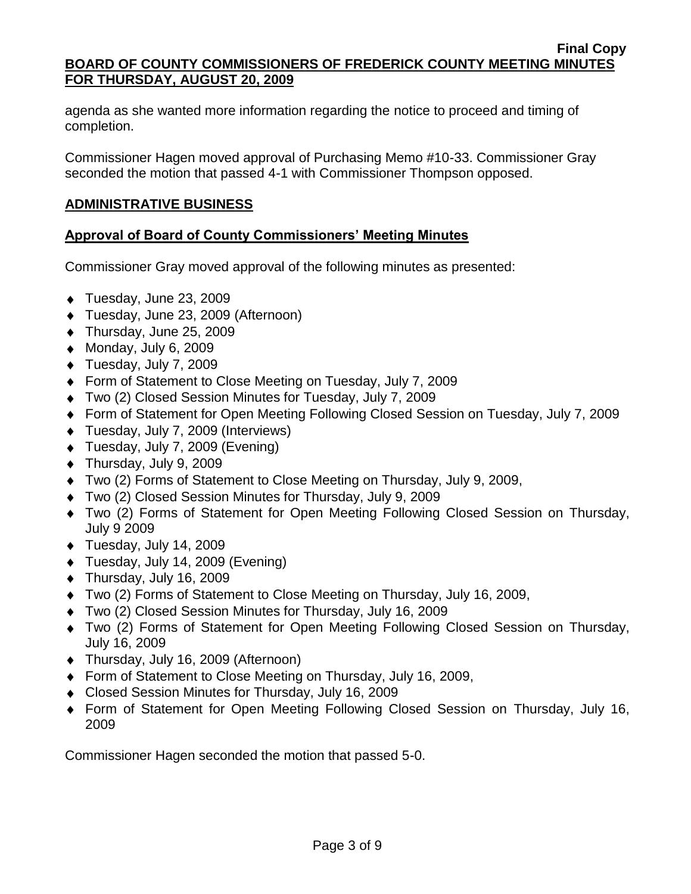agenda as she wanted more information regarding the notice to proceed and timing of completion.

Commissioner Hagen moved approval of Purchasing Memo #10-33. Commissioner Gray seconded the motion that passed 4-1 with Commissioner Thompson opposed.

## ADMINISTRATIVE BUSINESS

### Approval of Board of County Commissioners' Meeting Minutes

Commissioner Gray moved approval of the following minutes as presented:

- Tuesday, June 23, 2009
- Tuesday, June 23, 2009 (Afternoon)
- Thursday, June 25, 2009
- Monday, July 6, 2009
- Tuesday, July 7, 2009
- Form of Statement to Close Meeting on Tuesday, July 7, 2009
- Two (2) Closed Session Minutes for Tuesday, July 7, 2009
- Form of Statement for Open Meeting Following Closed Session on Tuesday, July 7, 2009
- Tuesday, July 7, 2009 (Interviews)
- Tuesday, July 7, 2009 (Evening)
- Thursday, July 9, 2009
- Two (2) Forms of Statement to Close Meeting on Thursday, July 9, 2009,
- Two (2) Closed Session Minutes for Thursday, July 9, 2009
- Two (2) Forms of Statement for Open Meeting Following Closed Session on Thursday, July 9 2009
- Tuesday, July 14, 2009
- Tuesday, July 14, 2009 (Evening)
- Thursday, July 16, 2009
- Two (2) Forms of Statement to Close Meeting on Thursday, July 16, 2009,
- Two (2) Closed Session Minutes for Thursday, July 16, 2009
- Two (2) Forms of Statement for Open Meeting Following Closed Session on Thursday, July 16, 2009
- Thursday, July 16, 2009 (Afternoon)
- Form of Statement to Close Meeting on Thursday, July 16, 2009,
- Closed Session Minutes for Thursday, July 16, 2009
- Form of Statement for Open Meeting Following Closed Session on Thursday, July 16, 2009

Commissioner Hagen seconded the motion that passed 5-0.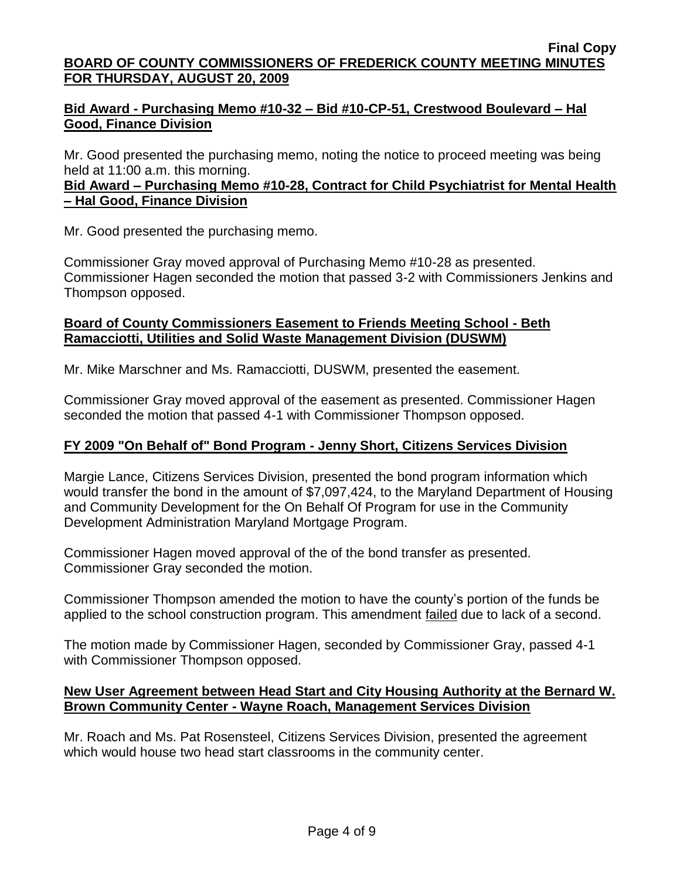**Bid Award - Purchasing Memo #10-32 – Bid #10-CP-51, Crestwood Boulevard – Hal Good, Finance Division**

Mr. Good presented the purchasing memo, noting the notice to proceed meeting was being held at 11:00 a.m. this morning.

**Bid Award – Purchasing Memo #10-28, Contract for Child Psychiatrist for Mental Health – Hal Good, Finance Division**

Mr. Good presented the purchasing memo.

Commissioner Gray moved approval of Purchasing Memo #10-28 as presented. Commissioner Hagen seconded the motion that passed 3-2 with Commissioners Jenkins and Thompson opposed.

**Board of County Commissioners Easement to Friends Meeting School - Beth Ramacciotti, Utilities and Solid Waste Management Division (DUSWM)**

Mr. Mike Marschner and Ms. Ramacciotti, DUSWM, presented the easement.

Commissioner Gray moved approval of the easement as presented. Commissioner Hagen seconded the motion that passed 4-1 with Commissioner Thompson opposed.

**FY 2009 "On Behalf of" Bond Program - Jenny Short, Citizens Services Division**

Margie Lance, Citizens Services Division, presented the bond program information which would transfer the bond in the amount of $7,097,424, to the Maryland Department of Housing and Community Development for the On Behalf Of Program for use in the Community Development Administration Maryland Mortgage Program.

Commissioner Hagen moved approval of the of the bond transfer as presented. Commissioner Gray seconded the motion.

Commissioner Thompson amended the motion to have the county's portion of the funds be applied to the school construction program. This amendment failed due to lack of a second.

The motion made by Commissioner Hagen, seconded by Commissioner Gray, passed 4-1 with Commissioner Thompson opposed.

**New User Agreement between Head Start and City Housing Authority at the Bernard W. Brown Community Center - Wayne Roach, Management Services Division**

Mr. Roach and Ms. Pat Rosensteel, Citizens Services Division, presented the agreement which would house two head start classrooms in the community center.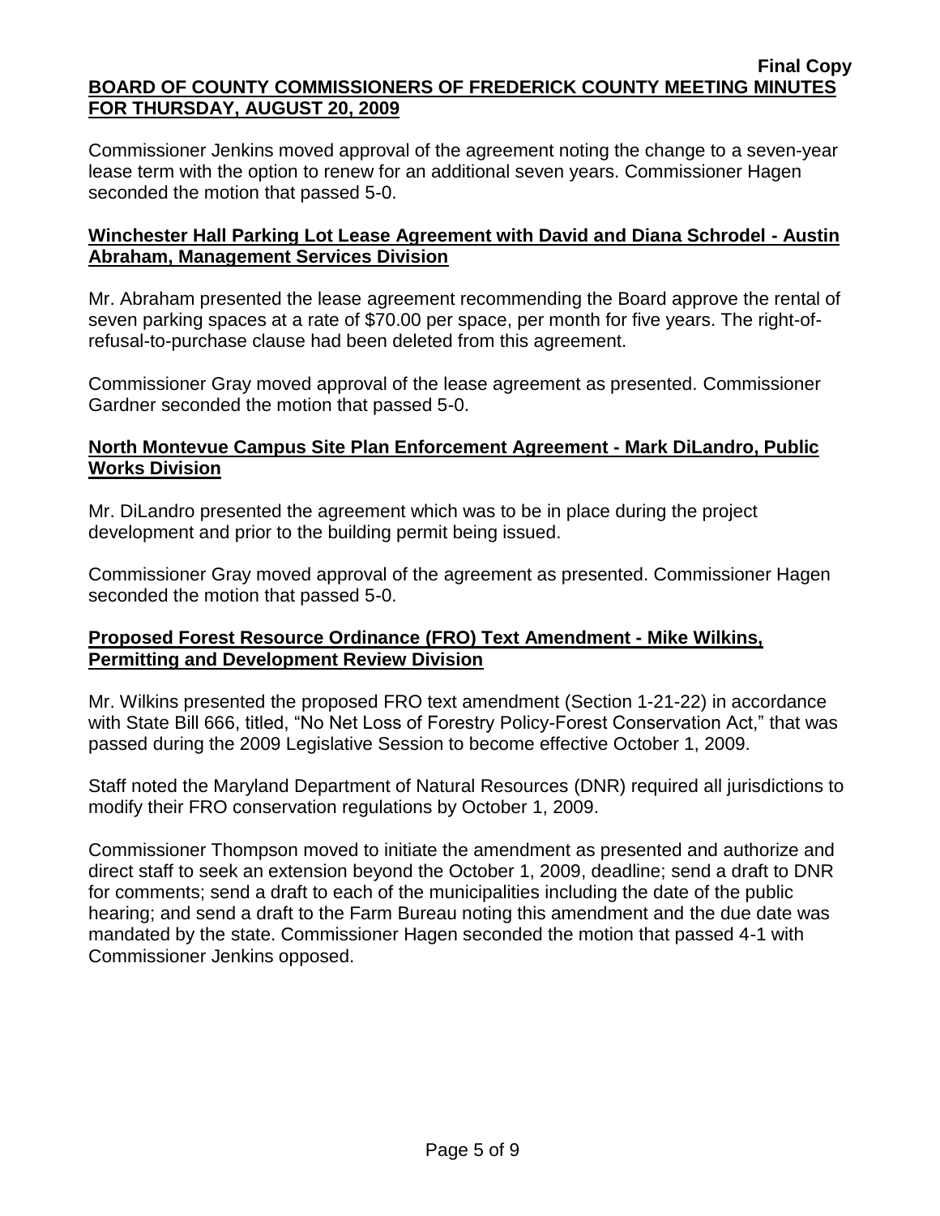Commissioner Jenkins moved approval of the agreement noting the change to a seven-year lease term with the option to renew for an additional seven years. Commissioner Hagen seconded the motion that passed 5-0.

**Winchester Hall Parking Lot Lease Agreement with David and Diana Schrodel - Austin Abraham, Management Services Division**

Mr. Abraham presented the lease agreement recommending the Board approve the rental of seven parking spaces at a rate of $70.00 per space, per month for five years. The right-of-refusal-to-purchase clause had been deleted from this agreement.

Commissioner Gray moved approval of the lease agreement as presented. Commissioner Gardner seconded the motion that passed 5-0.

**North Montevue Campus Site Plan Enforcement Agreement - Mark DiLandro, Public Works Division**

Mr. DiLandro presented the agreement which was to be in place during the project development and prior to the building permit being issued.

Commissioner Gray moved approval of the agreement as presented. Commissioner Hagen seconded the motion that passed 5-0.

**Proposed Forest Resource Ordinance (FRO) Text Amendment - Mike Wilkins, Permitting and Development Review Division**

Mr. Wilkins presented the proposed FRO text amendment (Section 1-21-22) in accordance with State Bill 666, titled, "No Net Loss of Forestry Policy-Forest Conservation Act," that was passed during the 2009 Legislative Session to become effective October 1, 2009.

Staff noted the Maryland Department of Natural Resources (DNR) required all jurisdictions to modify their FRO conservation regulations by October 1, 2009.

Commissioner Thompson moved to initiate the amendment as presented and authorize and direct staff to seek an extension beyond the October 1, 2009, deadline; send a draft to DNR for comments; send a draft to each of the municipalities including the date of the public hearing; and send a draft to the Farm Bureau noting this amendment and the due date was mandated by the state. Commissioner Hagen seconded the motion that passed 4-1 with Commissioner Jenkins opposed.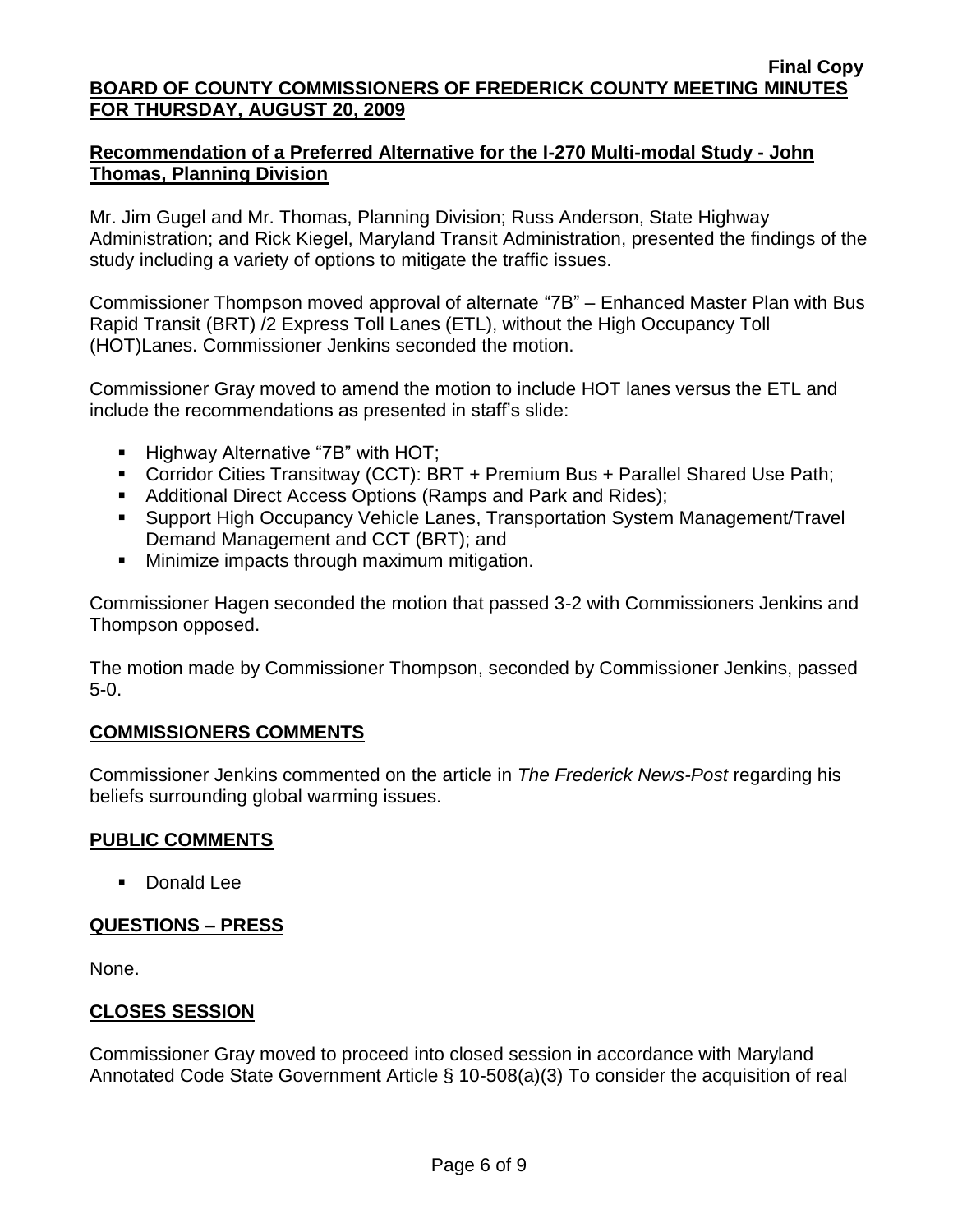## Recommendation of a Preferred Alternative for the I-270 Multi-modal Study - John Thomas, Planning Division

Mr. Jim Gugel and Mr. Thomas, Planning Division; Russ Anderson, State Highway Administration; and Rick Kiegel, Maryland Transit Administration, presented the findings of the study including a variety of options to mitigate the traffic issues.

Commissioner Thompson moved approval of alternate "7B" – Enhanced Master Plan with Bus Rapid Transit (BRT) /2 Express Toll Lanes (ETL), without the High Occupancy Toll (HOT)Lanes. Commissioner Jenkins seconded the motion.

Commissioner Gray moved to amend the motion to include HOT lanes versus the ETL and include the recommendations as presented in staff's slide:

- Highway Alternative "7B" with HOT;
- Corridor Cities Transitway (CCT): BRT + Premium Bus + Parallel Shared Use Path;
- Additional Direct Access Options (Ramps and Park and Rides);
- Support High Occupancy Vehicle Lanes, Transportation System Management/Travel Demand Management and CCT (BRT); and
- Minimize impacts through maximum mitigation.

Commissioner Hagen seconded the motion that passed 3-2 with Commissioners Jenkins and Thompson opposed.

The motion made by Commissioner Thompson, seconded by Commissioner Jenkins, passed 5-0.

## COMMISSIONERS COMMENTS

Commissioner Jenkins commented on the article in *The Frederick News-Post* regarding his beliefs surrounding global warming issues.

## PUBLIC COMMENTS

- Donald Lee

## QUESTIONS – PRESS

None.

## CLOSES SESSION

Commissioner Gray moved to proceed into closed session in accordance with Maryland Annotated Code State Government Article § 10-508(a)(3) To consider the acquisition of real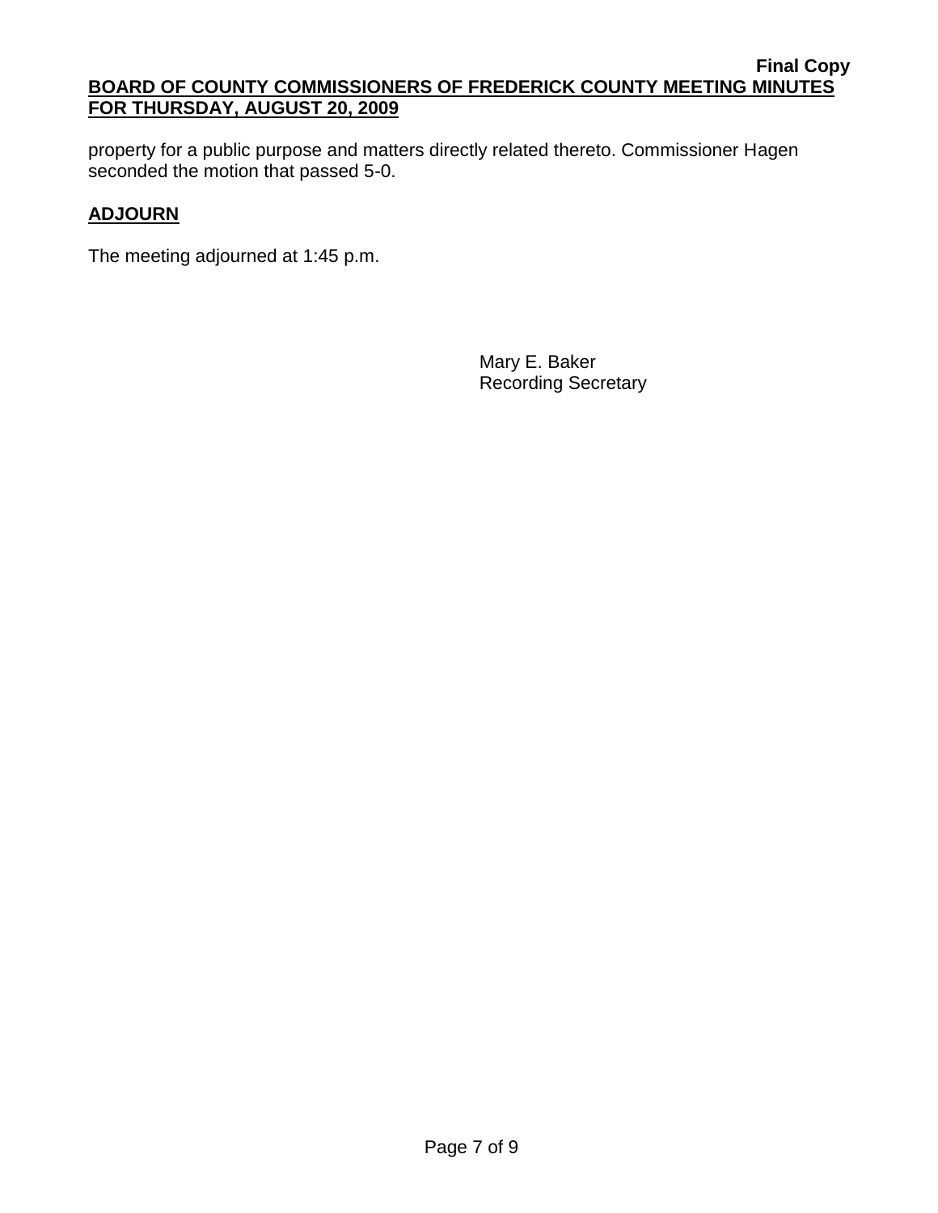property for a public purpose and matters directly related thereto. Commissioner Hagen seconded the motion that passed 5-0.

## ADJOURN

The meeting adjourned at 1:45 p.m.

Mary E. Baker
Recording Secretary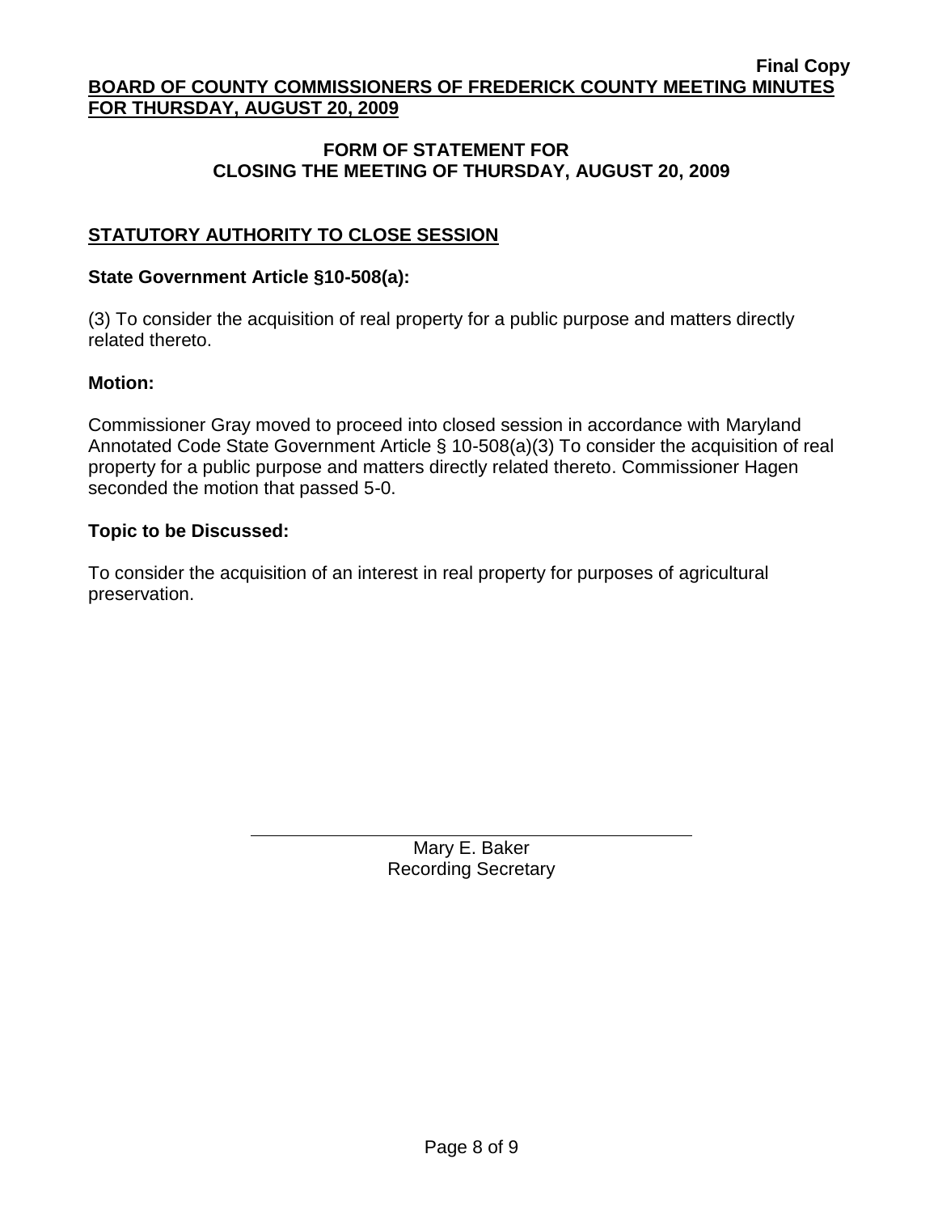Final Copy

**BOARD OF COUNTY COMMISSIONERS OF FREDERICK COUNTY MEETING MINUTES FOR THURSDAY, AUGUST 20, 2009**

## FORM OF STATEMENT FOR CLOSING THE MEETING OF THURSDAY, AUGUST 20, 2009

### STATUTORY AUTHORITY TO CLOSE SESSION

**State Government Article §10-508(a):**

(3) To consider the acquisition of real property for a public purpose and matters directly related thereto.

**Motion:**

Commissioner Gray moved to proceed into closed session in accordance with Maryland Annotated Code State Government Article § 10-508(a)(3) To consider the acquisition of real property for a public purpose and matters directly related thereto. Commissioner Hagen seconded the motion that passed 5-0.

**Topic to be Discussed:**

To consider the acquisition of an interest in real property for purposes of agricultural preservation.

Mary E. Baker
Recording Secretary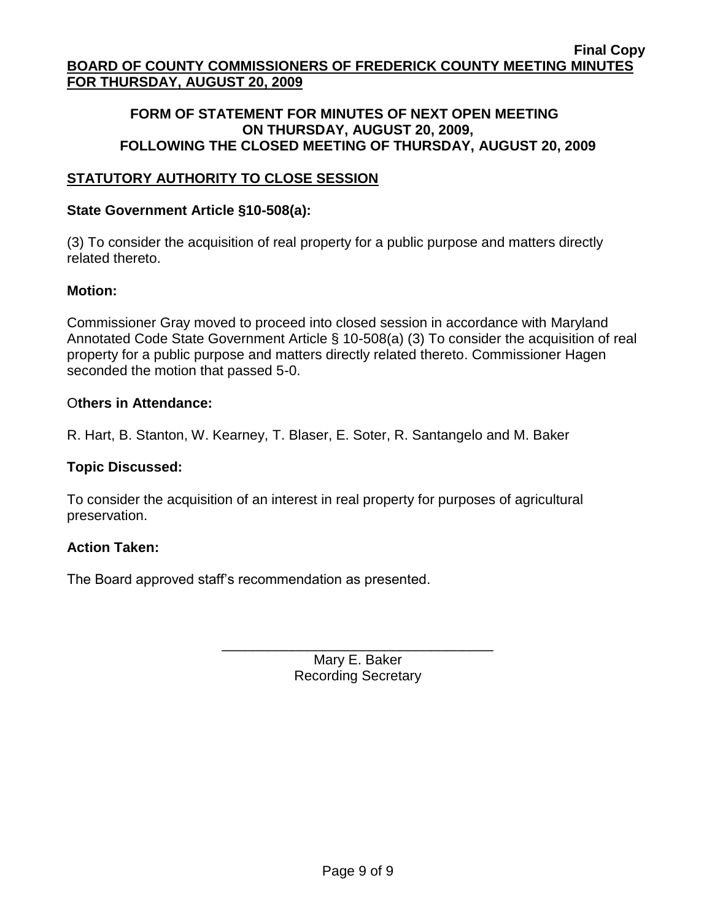**Final Copy**

**BOARD OF COUNTY COMMISSIONERS OF FREDERICK COUNTY MEETING MINUTES FOR THURSDAY, AUGUST 20, 2009**

**FORM OF STATEMENT FOR MINUTES OF NEXT OPEN MEETING ON THURSDAY, AUGUST 20, 2009, FOLLOWING THE CLOSED MEETING OF THURSDAY, AUGUST 20, 2009**

**STATUTORY AUTHORITY TO CLOSE SESSION**

**State Government Article §10-508(a):**

(3) To consider the acquisition of real property for a public purpose and matters directly related thereto.

**Motion:**

Commissioner Gray moved to proceed into closed session in accordance with Maryland Annotated Code State Government Article § 10-508(a) (3) To consider the acquisition of real property for a public purpose and matters directly related thereto. Commissioner Hagen seconded the motion that passed 5-0.

**Others in Attendance:**

R. Hart, B. Stanton, W. Kearney, T. Blaser, E. Soter, R. Santangelo and M. Baker

**Topic Discussed:**

To consider the acquisition of an interest in real property for purposes of agricultural preservation.

**Action Taken:**

The Board approved staff's recommendation as presented.

\_\_\_\_\_\_\_\_\_\_\_\_\_\_\_\_\_\_\_\_\_\_\_\_\_\_\_\_\_\_\_\_\_\_\_\_

Mary E. Baker
Recording Secretary